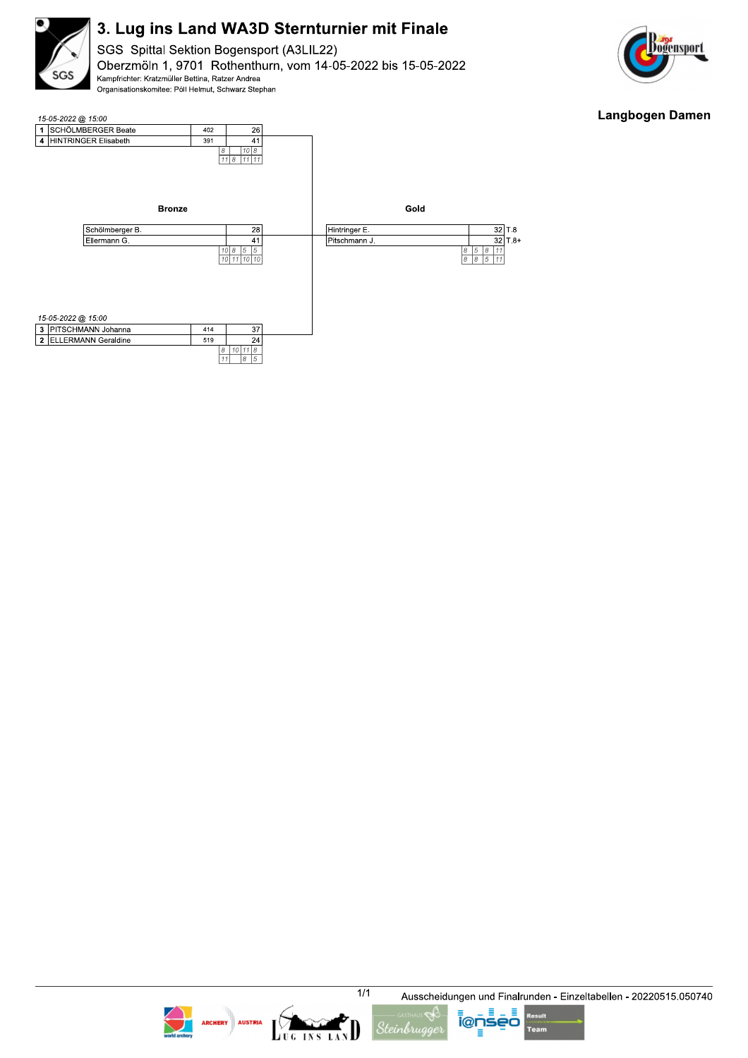# 3. Lug ins Land WA3D Sternturnier mit Finale

SGS Spittal Sektion Bogensport (A3LIL22)
Oberzmöln 1, 9701 Rothenthurn, vom 14-05-2022 bis 15-05-2022
Kampfrichter: Kratzmüller Bettina, Ratzer Andrea
Organisationskomitee: Pöll Helmut, Schwarz Stephan

**Langbogen Damen**

*15-05-2022 @ 15:00*

| # | Name | Qual. | Score | Ends |
|---|---|---|---|---|
| 1 | SCHÖLMBERGER Beate | 402 | 26 | 8, , 10, 8 |
| 4 | HINTRINGER Elisabeth | 391 | 41 | 11, 8, 11, 11 |

*15-05-2022 @ 15:00*

| # | Name | Qual. | Score | Ends |
|---|---|---|---|---|
| 3 | PITSCHMANN Johanna | 414 | 37 | 8, 10, 11, 8 |
| 2 | ELLERMANN Geraldine | 519 | 24 | 11, , 8, 5 |

**Bronze**

| Name | Score | Ends |
|---|---|---|
| Schölmberger B. | 28 | 10, 8, 5, 5 |
| Ellermann G. | 41 | 10, 11, 10, 10 |

**Gold**

| Name | Score | Tie | Ends |
|---|---|---|---|
| Hintringer E. | 32 | T.8 | 8, 5, 8, 11 |
| Pitschmann J. | 32 | T.8+ | 8, 8, 5, 11 |

Ausscheidungen und Finalrunden - Einzeltabellen - 20220515.050740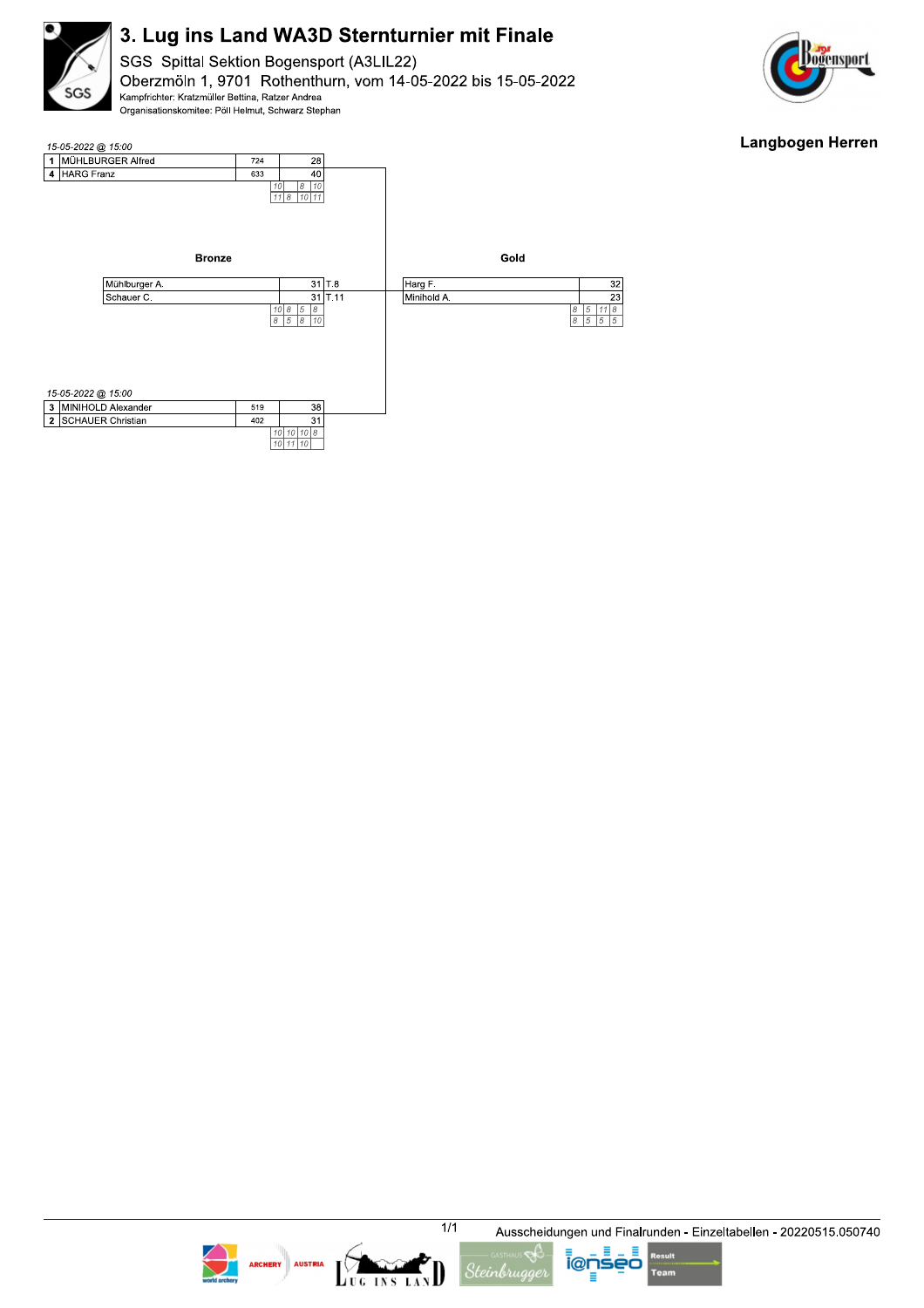# 3. Lug ins Land WA3D Sternturnier mit Finale

SGS Spittal Sektion Bogensport (A3LIL22)
Oberzmöln 1, 9701 Rothenthurn, vom 14-05-2022 bis 15-05-2022
Kampfrichter: Kratzmüller Bettina, Ratzer Andrea
Organisationskomitee: Pöll Helmut, Schwarz Stephan

## Langbogen Herren

*15-05-2022 @ 15:00*

| | Name | Score | Result |
|---|---|---|---|
| 1 | MÜHLBURGER Alfred | 724 | 28 |
| 4 | HARG Franz | 633 | 40 |

Ends: 10 / 11 | – / 8 | 8 / 10 | 10 / 11

**Bronze**

| Name | Result | Tie |
|---|---|---|
| Mühlburger A. | 31 | T.8 |
| Schauer C. | 31 | T.11 |

Ends: 10 / 8 | 8 / 5 | 5 / 8 | 8 / 10

**Gold**

| Name | Result |
|---|---|
| Harg F. | 32 |
| Minihold A. | 23 |

Ends: 8 / 8 | 5 / 5 | 11 / 5 | 8 / 5

*15-05-2022 @ 15:00*

| | Name | Score | Result |
|---|---|---|---|
| 3 | MINIHOLD Alexander | 519 | 38 |
| 2 | SCHAUER Christian | 402 | 31 |

Ends: 10 / 10 | 10 / 11 | 10 / 10 | 8 / –

Ausscheidungen und Finalrunden - Einzeltabellen - 20220515.050740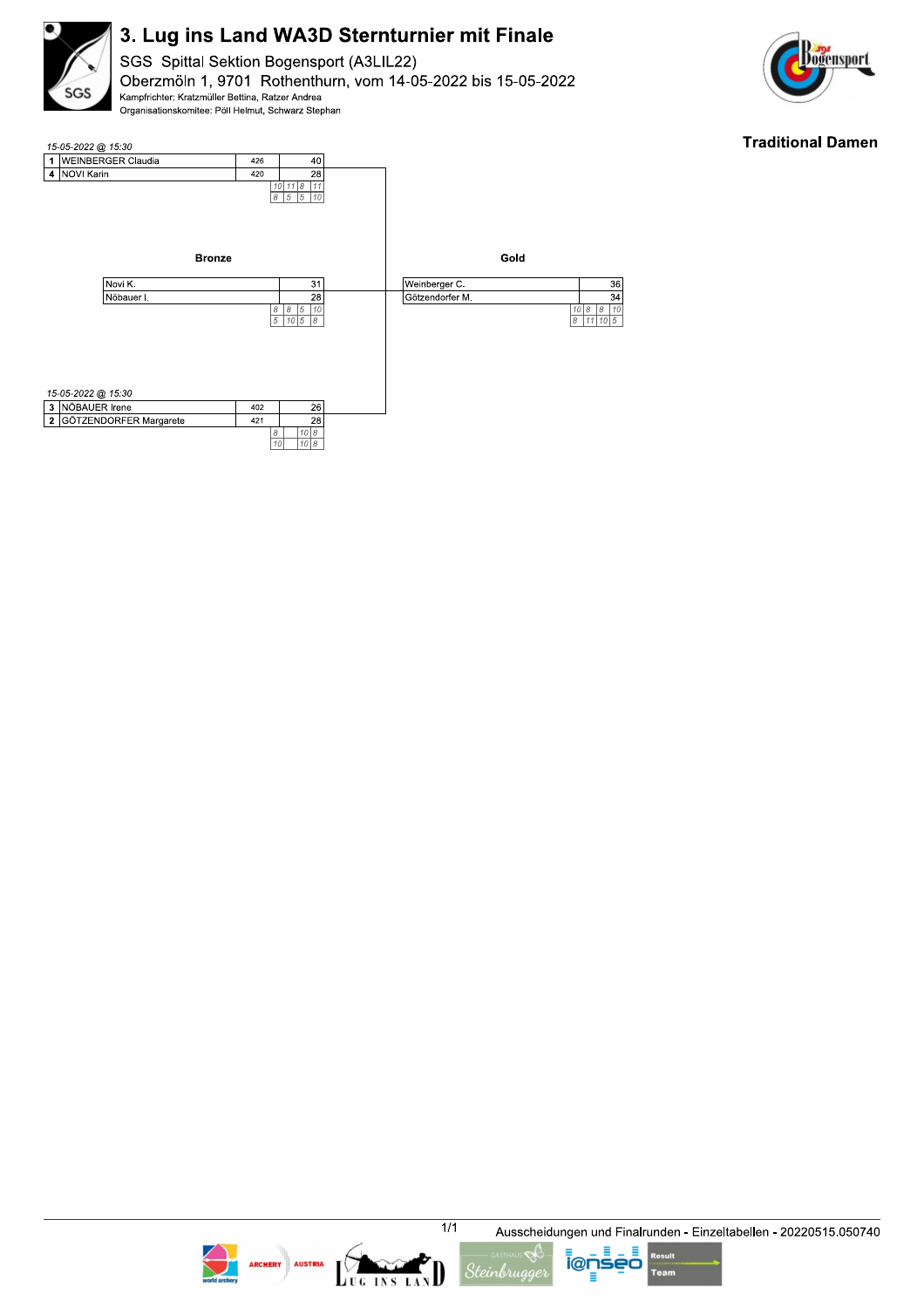# 3. Lug ins Land WA3D Sternturnier mit Finale

SGS Spittal Sektion Bogensport (A3LIL22)

Oberzmöln 1, 9701 Rothenthurn, vom 14-05-2022 bis 15-05-2022

Kampfrichter: Kratzmüller Bettina, Ratzer Andrea

Organisationskomitee: Pöll Helmut, Schwarz Stephan

**Traditional Damen**

*15-05-2022 @ 15:30*

| # | Name | Qual. | Score | Ends |
|---|---|---|---|---|
| 1 | WEINBERGER Claudia | 426 | 40 | 10 11 8 11 |
| 4 | NOVI Karin | 420 | 28 | 8 5 5 10 |

*15-05-2022 @ 15:30*

| # | Name | Qual. | Score | Ends |
|---|---|---|---|---|
| 3 | NÖBAUER Irene | 402 | 26 | 8 10 8 |
| 2 | GÖTZENDORFER Margarete | 421 | 28 | 10 10 8 |

**Bronze**

| Name | Score | Ends |
|---|---|---|
| Novi K. | 31 | 8 8 5 10 |
| Nöbauer I. | 28 | 5 10 5 8 |

**Gold**

| Name | Score | Ends |
|---|---|---|
| Weinberger C. | 36 | 10 8 8 10 |
| Götzendorfer M. | 34 | 8 11 10 5 |

Ausscheidungen und Finalrunden - Einzeltabellen - 20220515.050740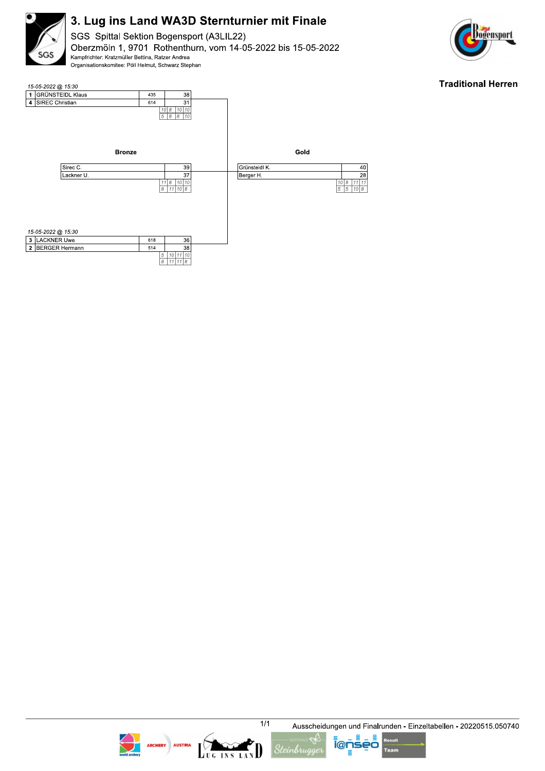# 3. Lug ins Land WA3D Sternturnier mit Finale

SGS Spittal Sektion Bogensport (A3LIL22)

Oberzmöln 1, 9701 Rothenthurn, vom 14-05-2022 bis 15-05-2022

Kampfrichter: Kratzmüller Bettina, Ratzer Andrea

Organisationskomitee: Pöll Helmut, Schwarz Stephan

**Traditional Herren**

*15-05-2022 @ 15:30*

| Rank | Name | Qual. | Score | Ends |
|---|---|---|---|---|
| 1 | GRÜNSTEIDL Klaus | 435 | 38 | 10, 8, 10, 10 |
| 4 | SIREC Christian | 614 | 31 | 5, 8, 8, 10 |

*15-05-2022 @ 15:30*

| Rank | Name | Qual. | Score | Ends |
|---|---|---|---|---|
| 3 | LACKNER Uwe | 618 | 36 | 5, 10, 11, 10 |
| 2 | BERGER Hermann | 514 | 38 | 8, 11, 11, 8 |

**Bronze**

| Name | Score | Ends |
|---|---|---|
| Sirec C. | 39 | 11, 8, 10, 10 |
| Lackner U. | 37 | 8, 11, 10, 8 |

**Gold**

| Name | Score | Ends |
|---|---|---|
| Grünsteidl K. | 40 | 10, 8, 11, 11 |
| Berger H. | 28 | 5, 5, 10, 8 |

Ausscheidungen und Finalrunden - Einzeltabellen - 20220515.050740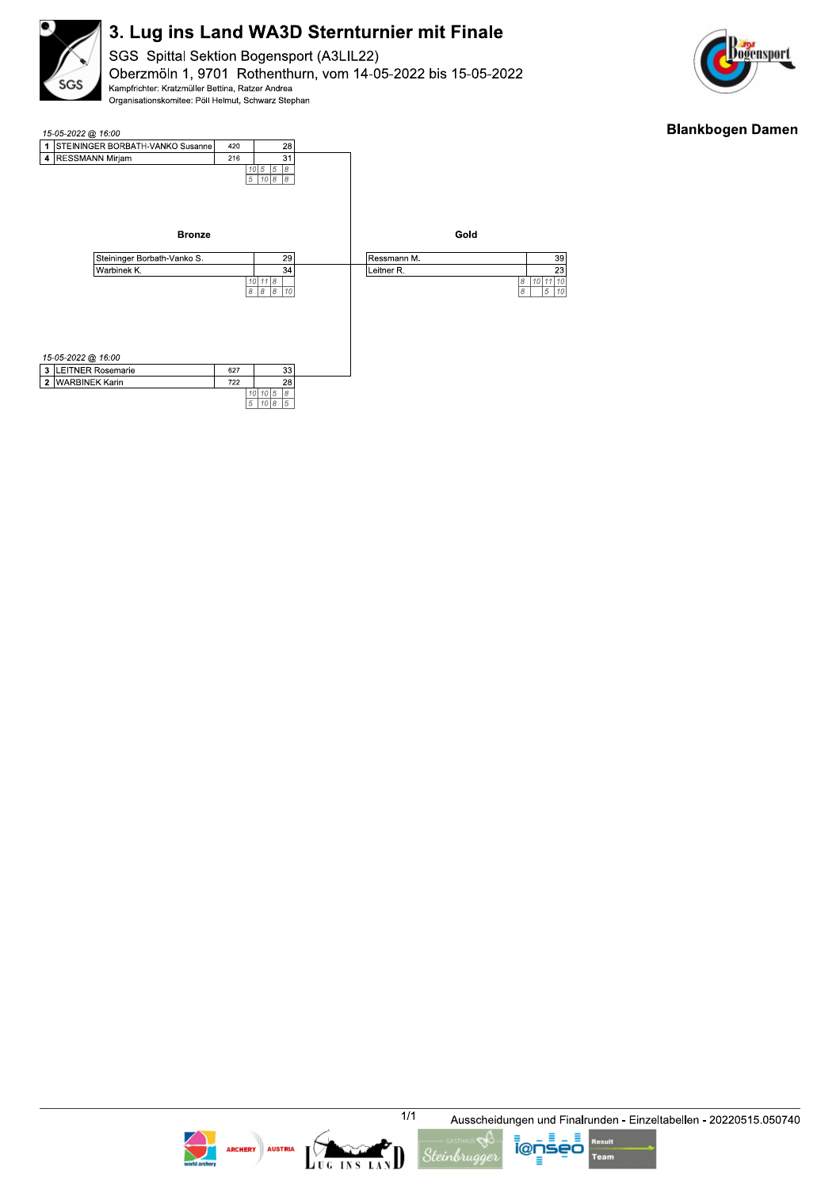# 3. Lug ins Land WA3D Sternturnier mit Finale

SGS Spittal Sektion Bogensport (A3LIL22)
Oberzmöln 1, 9701 Rothenthurn, vom 14-05-2022 bis 15-05-2022
Kampfrichter: Kratzmüller Bettina, Ratzer Andrea
Organisationskomitee: Pöll Helmut, Schwarz Stephan

**Blankbogen Damen**

*15-05-2022 @ 16:00*

| # | Name | Qual. | Score |
|---|---|---|---|
| 1 | STEININGER BORBATH-VANKO Susanne | 420 | 28 |
| 4 | RESSMANN Mirjam | 216 | 31 |

Ends: 10 5 5 8 / 5 10 8 8

*15-05-2022 @ 16:00*

| # | Name | Qual. | Score |
|---|---|---|---|
| 3 | LEITNER Rosemarie | 627 | 33 |
| 2 | WARBINEK Karin | 722 | 28 |

Ends: 10 10 5 8 / 5 10 8 5

## Bronze

| Name | Score |
|---|---|
| Steininger Borbath-Vanko S. | 29 |
| Warbinek K. | 34 |

Ends: 10 11 8 / 8 8 8 10

## Gold

| Name | Score |
|---|---|
| Ressmann M. | 39 |
| Leitner R. | 23 |

Ends: 8 10 11 10 / 8 5 10

Ausscheidungen und Finalrunden - Einzeltabellen - 20220515.050740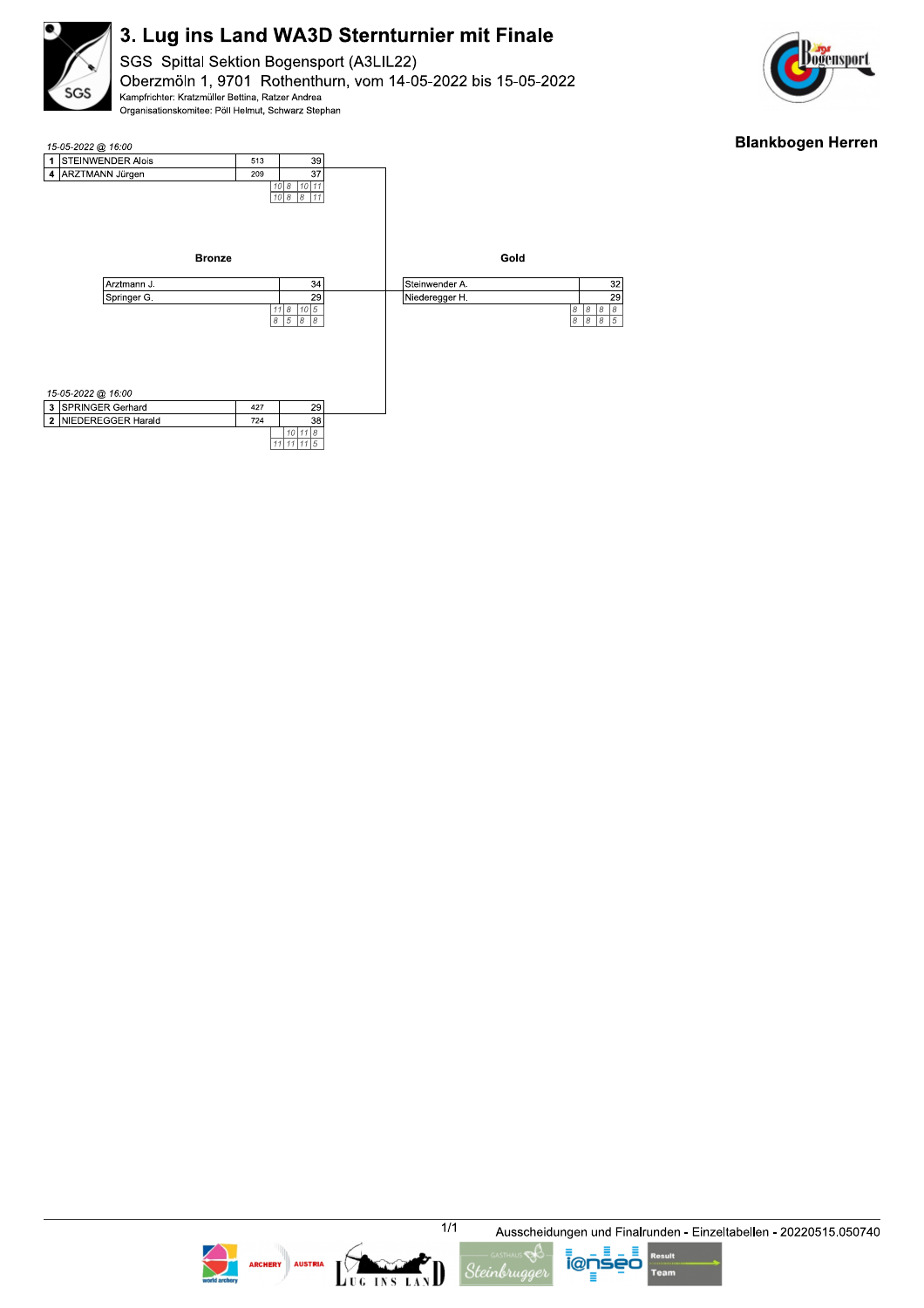# 3. Lug ins Land WA3D Sternturnier mit Finale

SGS Spittal Sektion Bogensport (A3LIL22)

Oberzmöln 1, 9701 Rothenthurn, vom 14-05-2022 bis 15-05-2022

Kampfrichter: Kratzmüller Bettina, Ratzer Andrea

Organisationskomitee: Pöll Helmut, Schwarz Stephan

## Blankbogen Herren

*15-05-2022 @ 16:00*

| # | Name | Qual. | Score | Ends |
|---|---|---|---|---|
| 1 | STEINWENDER Alois | 513 | 39 | 10, 8, 10, 11 |
| 4 | ARZTMANN Jürgen | 209 | 37 | 10, 8, 8, 11 |

*15-05-2022 @ 16:00*

| # | Name | Qual. | Score | Ends |
|---|---|---|---|---|
| 3 | SPRINGER Gerhard | 427 | 29 | 10, 11, 8 |
| 2 | NIEDEREGGER Harald | 724 | 38 | 11, 11, 11, 5 |

### Bronze

| Name | Score | Ends |
|---|---|---|
| Arztmann J. | 34 | 11, 8, 10, 5 |
| Springer G. | 29 | 8, 5, 8, 8 |

### Gold

| Name | Score | Ends |
|---|---|---|
| Steinwender A. | 32 | 8, 8, 8, 8 |
| Niederegger H. | 29 | 8, 8, 8, 5 |

Ausscheidungen und Finalrunden - Einzeltabellen - 20220515.050740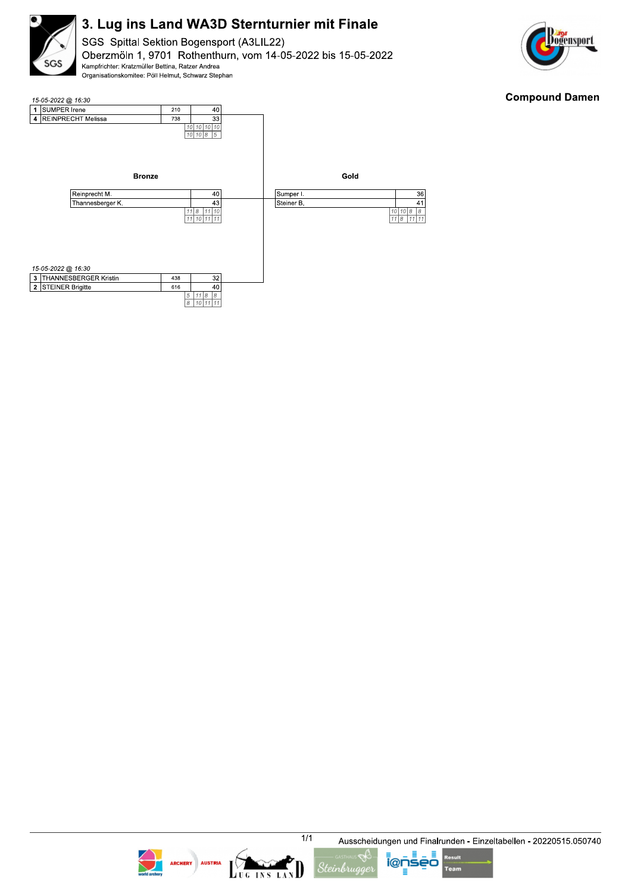# 3. Lug ins Land WA3D Sternturnier mit Finale

SGS Spittal Sektion Bogensport (A3LIL22)

Oberzmöln 1, 9701 Rothenthurn, vom 14-05-2022 bis 15-05-2022

Kampfrichter: Kratzmüller Bettina, Ratzer Andrea

Organisationskomitee: Pöll Helmut, Schwarz Stephan

**Compound Damen**

*15-05-2022 @ 16:30*

| | | | | |
|---|---|---|---|---|
| 1 | SUMPER Irene | 210 | 40 | 10 10 10 10 |
| 4 | REINPRECHT Melissa | 738 | 33 | 10 10 8 5 |

*15-05-2022 @ 16:30*

| | | | | |
|---|---|---|---|---|
| 3 | THANNESBERGER Kristin | 438 | 32 | 5 11 8 8 |
| 2 | STEINER Brigitte | 616 | 40 | 8 10 11 11 |

**Bronze**

| | | |
|---|---|---|
| Reinprecht M. | 40 | 11 8 11 10 |
| Thannesberger K. | 43 | 11 10 11 11 |

**Gold**

| | | |
|---|---|---|
| Sumper I. | 36 | 10 10 8 8 |
| Steiner B. | 41 | 11 8 11 11 |

Ausscheidungen und Finalrunden - Einzeltabellen - 20220515.050740